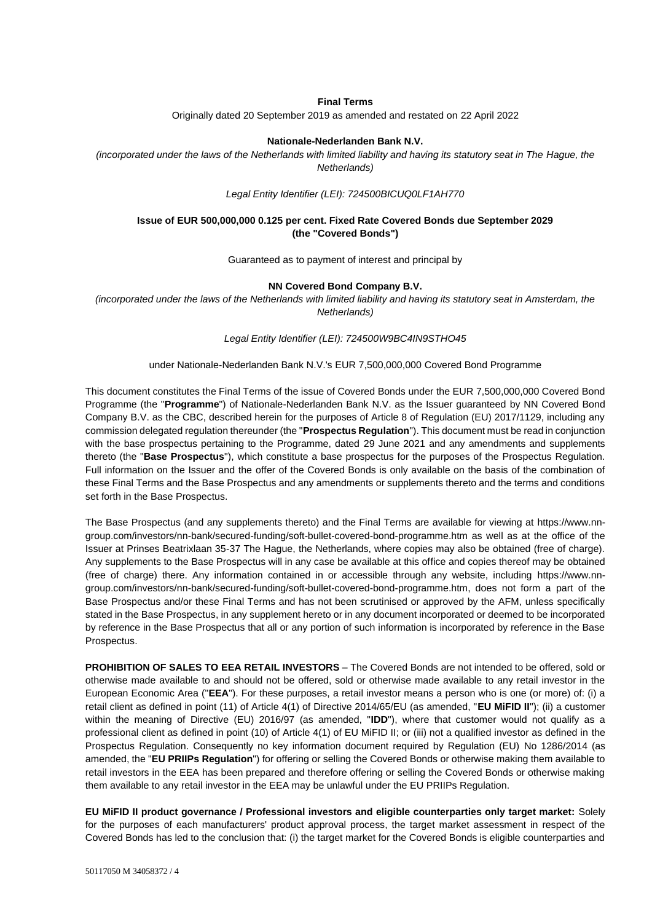**Final Terms**

Originally dated 20 September 2019 as amended and restated on 22 April 2022

**Nationale-Nederlanden Bank N.V.**

*(incorporated under the laws of the Netherlands with limited liability and having its statutory seat in The Hague, the Netherlands)*

*Legal Entity Identifier (LEI): 724500BICUQ0LF1AH770*

**Issue of EUR 500,000,000 0.125 per cent. Fixed Rate Covered Bonds due September 2029 (the "Covered Bonds")**

Guaranteed as to payment of interest and principal by

**NN Covered Bond Company B.V.**

*(incorporated under the laws of the Netherlands with limited liability and having its statutory seat in Amsterdam, the Netherlands)*

*Legal Entity Identifier (LEI): 724500W9BC4IN9STHO45*

under Nationale-Nederlanden Bank N.V.'s EUR 7,500,000,000 Covered Bond Programme

This document constitutes the Final Terms of the issue of Covered Bonds under the EUR 7,500,000,000 Covered Bond Programme (the "**Programme**") of Nationale-Nederlanden Bank N.V. as the Issuer guaranteed by NN Covered Bond Company B.V. as the CBC, described herein for the purposes of Article 8 of Regulation (EU) 2017/1129, including any commission delegated regulation thereunder (the "**Prospectus Regulation**"). This document must be read in conjunction with the base prospectus pertaining to the Programme, dated 29 June 2021 and any amendments and supplements thereto (the "**Base Prospectus**"), which constitute a base prospectus for the purposes of the Prospectus Regulation. Full information on the Issuer and the offer of the Covered Bonds is only available on the basis of the combination of these Final Terms and the Base Prospectus and any amendments or supplements thereto and the terms and conditions set forth in the Base Prospectus.

The Base Prospectus (and any supplements thereto) and the Final Terms are available for viewing at https://www.nn-group.com/investors/nn-bank/secured-funding/soft-bullet-covered-bond-programme.htm as well as at the office of the Issuer at Prinses Beatrixlaan 35-37 The Hague, the Netherlands, where copies may also be obtained (free of charge). Any supplements to the Base Prospectus will in any case be available at this office and copies thereof may be obtained (free of charge) there. Any information contained in or accessible through any website, including https://www.nn-group.com/investors/nn-bank/secured-funding/soft-bullet-covered-bond-programme.htm, does not form a part of the Base Prospectus and/or these Final Terms and has not been scrutinised or approved by the AFM, unless specifically stated in the Base Prospectus, in any supplement hereto or in any document incorporated or deemed to be incorporated by reference in the Base Prospectus that all or any portion of such information is incorporated by reference in the Base Prospectus.

**PROHIBITION OF SALES TO EEA RETAIL INVESTORS** – The Covered Bonds are not intended to be offered, sold or otherwise made available to and should not be offered, sold or otherwise made available to any retail investor in the European Economic Area ("**EEA**"). For these purposes, a retail investor means a person who is one (or more) of: (i) a retail client as defined in point (11) of Article 4(1) of Directive 2014/65/EU (as amended, "**EU MiFID II**"); (ii) a customer within the meaning of Directive (EU) 2016/97 (as amended, "**IDD**"), where that customer would not qualify as a professional client as defined in point (10) of Article 4(1) of EU MiFID II; or (iii) not a qualified investor as defined in the Prospectus Regulation. Consequently no key information document required by Regulation (EU) No 1286/2014 (as amended, the "**EU PRIIPs Regulation**") for offering or selling the Covered Bonds or otherwise making them available to retail investors in the EEA has been prepared and therefore offering or selling the Covered Bonds or otherwise making them available to any retail investor in the EEA may be unlawful under the EU PRIIPs Regulation.

**EU MiFID II product governance / Professional investors and eligible counterparties only target market:** Solely for the purposes of each manufacturers' product approval process, the target market assessment in respect of the Covered Bonds has led to the conclusion that: (i) the target market for the Covered Bonds is eligible counterparties and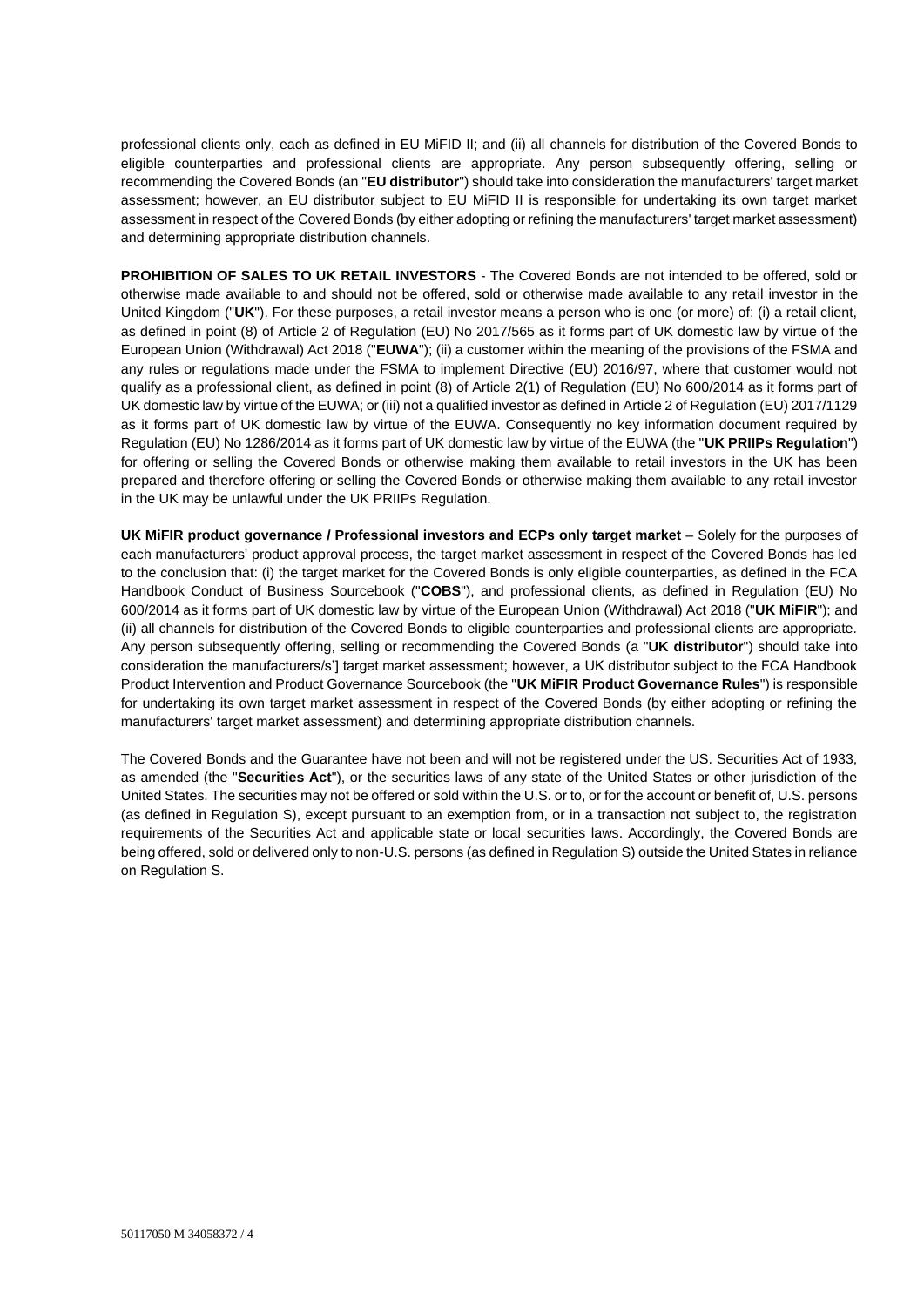professional clients only, each as defined in EU MiFID II; and (ii) all channels for distribution of the Covered Bonds to eligible counterparties and professional clients are appropriate. Any person subsequently offering, selling or recommending the Covered Bonds (an "**EU distributor**") should take into consideration the manufacturers' target market assessment; however, an EU distributor subject to EU MiFID II is responsible for undertaking its own target market assessment in respect of the Covered Bonds (by either adopting or refining the manufacturers' target market assessment) and determining appropriate distribution channels.

**PROHIBITION OF SALES TO UK RETAIL INVESTORS** - The Covered Bonds are not intended to be offered, sold or otherwise made available to and should not be offered, sold or otherwise made available to any retail investor in the United Kingdom ("**UK**"). For these purposes, a retail investor means a person who is one (or more) of: (i) a retail client, as defined in point (8) of Article 2 of Regulation (EU) No 2017/565 as it forms part of UK domestic law by virtue of the European Union (Withdrawal) Act 2018 ("**EUWA**"); (ii) a customer within the meaning of the provisions of the FSMA and any rules or regulations made under the FSMA to implement Directive (EU) 2016/97, where that customer would not qualify as a professional client, as defined in point (8) of Article 2(1) of Regulation (EU) No 600/2014 as it forms part of UK domestic law by virtue of the EUWA; or (iii) not a qualified investor as defined in Article 2 of Regulation (EU) 2017/1129 as it forms part of UK domestic law by virtue of the EUWA. Consequently no key information document required by Regulation (EU) No 1286/2014 as it forms part of UK domestic law by virtue of the EUWA (the "**UK PRIIPs Regulation**") for offering or selling the Covered Bonds or otherwise making them available to retail investors in the UK has been prepared and therefore offering or selling the Covered Bonds or otherwise making them available to any retail investor in the UK may be unlawful under the UK PRIIPs Regulation.

**UK MiFIR product governance / Professional investors and ECPs only target market** – Solely for the purposes of each manufacturers' product approval process, the target market assessment in respect of the Covered Bonds has led to the conclusion that: (i) the target market for the Covered Bonds is only eligible counterparties, as defined in the FCA Handbook Conduct of Business Sourcebook ("**COBS**"), and professional clients, as defined in Regulation (EU) No 600/2014 as it forms part of UK domestic law by virtue of the European Union (Withdrawal) Act 2018 ("**UK MiFIR**"); and (ii) all channels for distribution of the Covered Bonds to eligible counterparties and professional clients are appropriate. Any person subsequently offering, selling or recommending the Covered Bonds (a "**UK distributor**") should take into consideration the manufacturers/s'] target market assessment; however, a UK distributor subject to the FCA Handbook Product Intervention and Product Governance Sourcebook (the "**UK MiFIR Product Governance Rules**") is responsible for undertaking its own target market assessment in respect of the Covered Bonds (by either adopting or refining the manufacturers' target market assessment) and determining appropriate distribution channels.

The Covered Bonds and the Guarantee have not been and will not be registered under the US. Securities Act of 1933, as amended (the "**Securities Act**"), or the securities laws of any state of the United States or other jurisdiction of the United States. The securities may not be offered or sold within the U.S. or to, or for the account or benefit of, U.S. persons (as defined in Regulation S), except pursuant to an exemption from, or in a transaction not subject to, the registration requirements of the Securities Act and applicable state or local securities laws. Accordingly, the Covered Bonds are being offered, sold or delivered only to non-U.S. persons (as defined in Regulation S) outside the United States in reliance on Regulation S.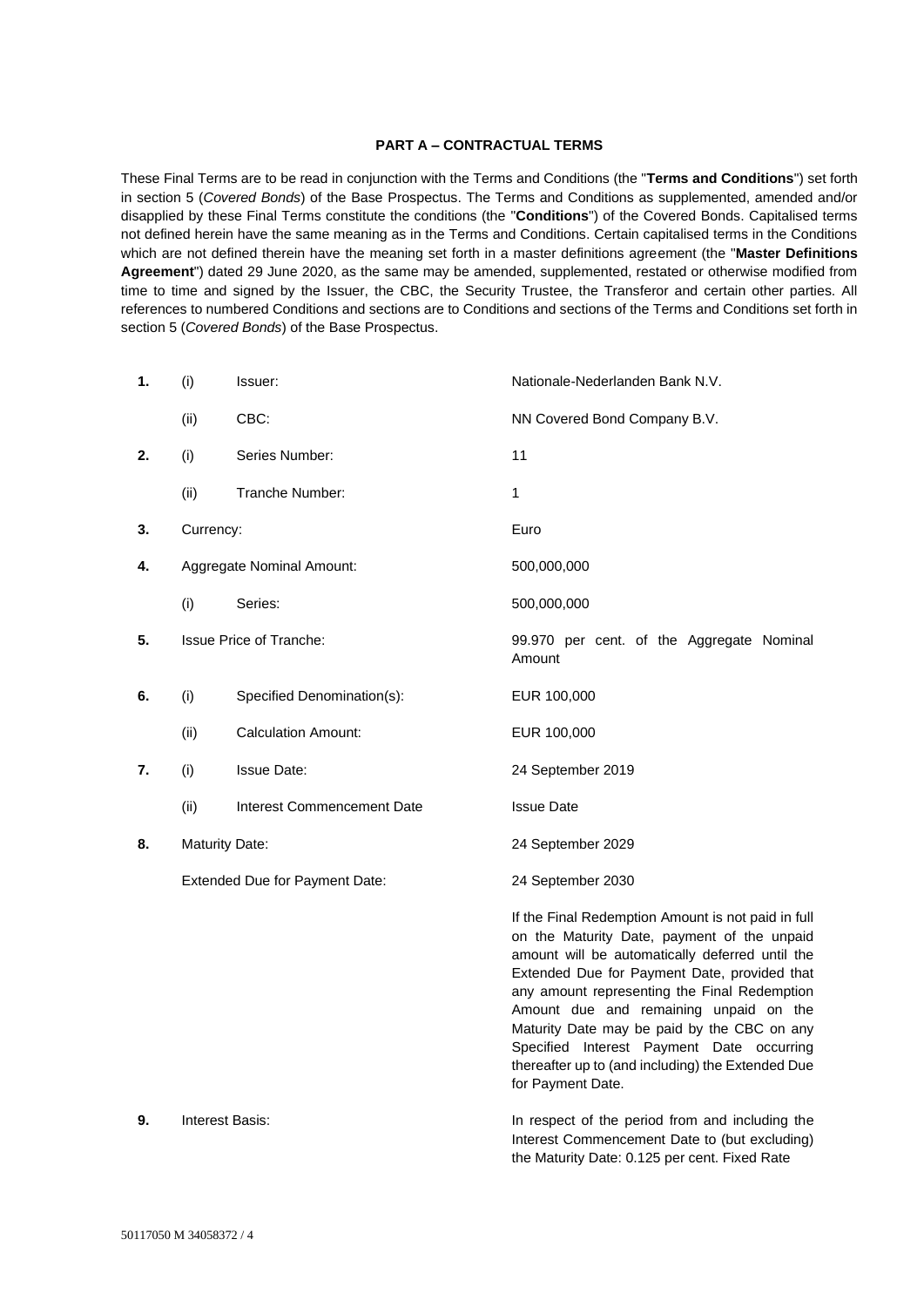## PART A – CONTRACTUAL TERMS

These Final Terms are to be read in conjunction with the Terms and Conditions (the "**Terms and Conditions**") set forth in section 5 (*Covered Bonds*) of the Base Prospectus. The Terms and Conditions as supplemented, amended and/or disapplied by these Final Terms constitute the conditions (the "**Conditions**") of the Covered Bonds. Capitalised terms not defined herein have the same meaning as in the Terms and Conditions. Certain capitalised terms in the Conditions which are not defined therein have the meaning set forth in a master definitions agreement (the "**Master Definitions Agreement**") dated 29 June 2020, as the same may be amended, supplemented, restated or otherwise modified from time to time and signed by the Issuer, the CBC, the Security Trustee, the Transferor and certain other parties. All references to numbered Conditions and sections are to Conditions and sections of the Terms and Conditions set forth in section 5 (*Covered Bonds*) of the Base Prospectus.

| | | | |
|---|---|---|---|
| **1.** | (i) | Issuer: | Nationale-Nederlanden Bank N.V. |
| | (ii) | CBC: | NN Covered Bond Company B.V. |
| **2.** | (i) | Series Number: | 11 |
| | (ii) | Tranche Number: | 1 |
| **3.** | Currency: | | Euro |
| **4.** | Aggregate Nominal Amount: | | 500,000,000 |
| | (i) | Series: | 500,000,000 |
| **5.** | Issue Price of Tranche: | | 99.970 per cent. of the Aggregate Nominal Amount |
| **6.** | (i) | Specified Denomination(s): | EUR 100,000 |
| | (ii) | Calculation Amount: | EUR 100,000 |
| **7.** | (i) | Issue Date: | 24 September 2019 |
| | (ii) | Interest Commencement Date | Issue Date |
| **8.** | Maturity Date: | | 24 September 2029 |
| | Extended Due for Payment Date: | | 24 September 2030<br><br>If the Final Redemption Amount is not paid in full on the Maturity Date, payment of the unpaid amount will be automatically deferred until the Extended Due for Payment Date, provided that any amount representing the Final Redemption Amount due and remaining unpaid on the Maturity Date may be paid by the CBC on any Specified Interest Payment Date occurring thereafter up to (and including) the Extended Due for Payment Date. |
| **9.** | Interest Basis: | | In respect of the period from and including the Interest Commencement Date to (but excluding) the Maturity Date: 0.125 per cent. Fixed Rate |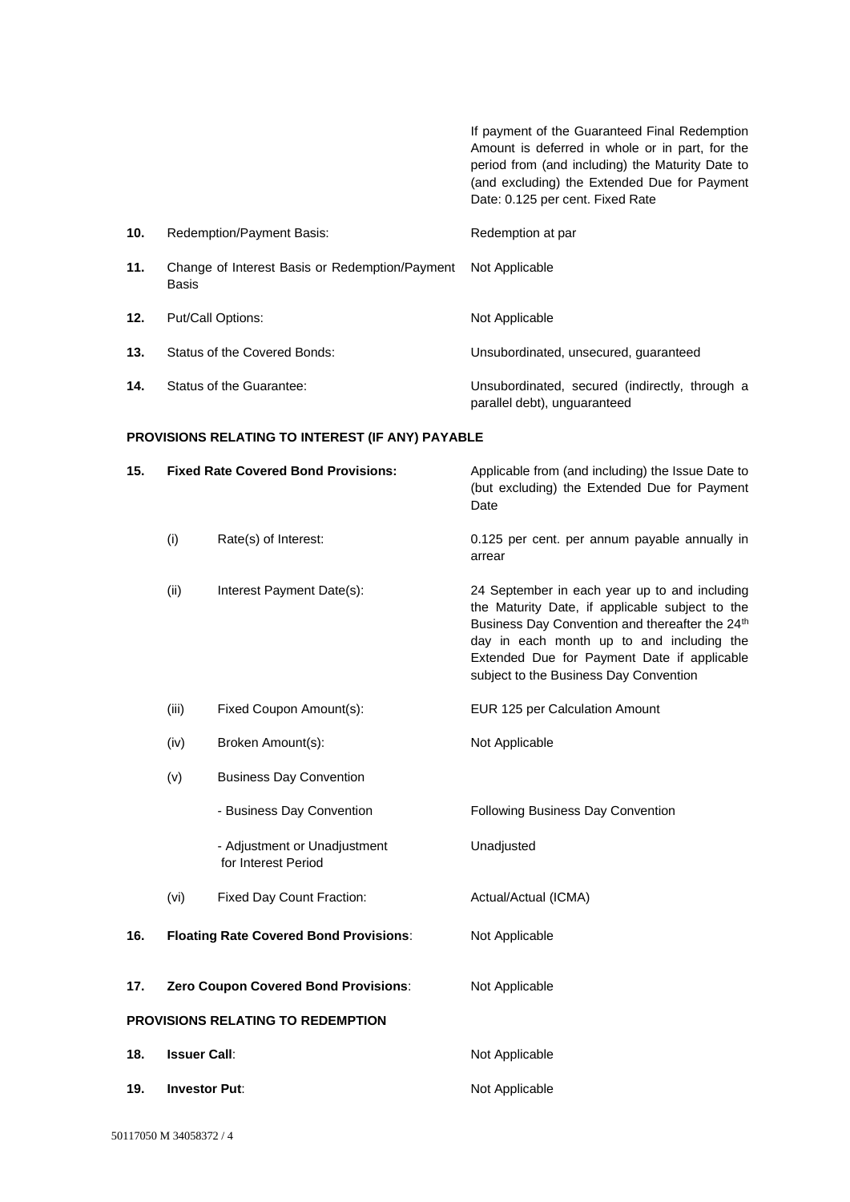| | | |
|---|---|---|
| | | If payment of the Guaranteed Final Redemption Amount is deferred in whole or in part, for the period from (and including) the Maturity Date to (and excluding) the Extended Due for Payment Date: 0.125 per cent. Fixed Rate |
| **10.** | Redemption/Payment Basis: | Redemption at par |
| **11.** | Change of Interest Basis or Redemption/Payment Basis | Not Applicable |
| **12.** | Put/Call Options: | Not Applicable |
| **13.** | Status of the Covered Bonds: | Unsubordinated, unsecured, guaranteed |
| **14.** | Status of the Guarantee: | Unsubordinated, secured (indirectly, through a parallel debt), unguaranteed |

**PROVISIONS RELATING TO INTEREST (IF ANY) PAYABLE**

| | | | |
|---|---|---|---|
| **15.** | **Fixed Rate Covered Bond Provisions:** | | Applicable from (and including) the Issue Date to (but excluding) the Extended Due for Payment Date |
| | (i) | Rate(s) of Interest: | 0.125 per cent. per annum payable annually in arrear |
| | (ii) | Interest Payment Date(s): | 24 September in each year up to and including the Maturity Date, if applicable subject to the Business Day Convention and thereafter the 24th day in each month up to and including the Extended Due for Payment Date if applicable subject to the Business Day Convention |
| | (iii) | Fixed Coupon Amount(s): | EUR 125 per Calculation Amount |
| | (iv) | Broken Amount(s): | Not Applicable |
| | (v) | Business Day Convention | |
| | | - Business Day Convention | Following Business Day Convention |
| | | - Adjustment or Unadjustment for Interest Period | Unadjusted |
| | (vi) | Fixed Day Count Fraction: | Actual/Actual (ICMA) |
| **16.** | **Floating Rate Covered Bond Provisions**: | | Not Applicable |
| **17.** | **Zero Coupon Covered Bond Provisions**: | | Not Applicable |

**PROVISIONS RELATING TO REDEMPTION**

| | | |
|---|---|---|
| **18.** | **Issuer Call**: | Not Applicable |
| **19.** | **Investor Put**: | Not Applicable |

50117050 M 34058372 / 4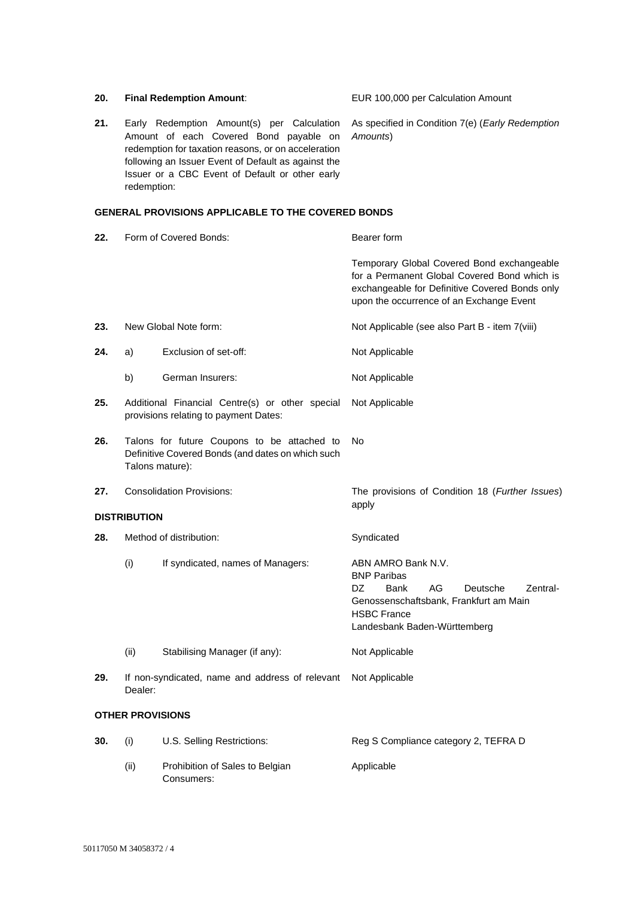| | | | |
|---|---|---|---|
| **20.** | **Final Redemption Amount**: | | EUR 100,000 per Calculation Amount |
| **21.** | Early Redemption Amount(s) per Calculation Amount of each Covered Bond payable on redemption for taxation reasons, or on acceleration following an Issuer Event of Default as against the Issuer or a CBC Event of Default or other early redemption: | | As specified in Condition 7(e) (*Early Redemption Amounts*) |

**GENERAL PROVISIONS APPLICABLE TO THE COVERED BONDS**

| | | | |
|---|---|---|---|
| **22.** | Form of Covered Bonds: | | Bearer form<br><br>Temporary Global Covered Bond exchangeable for a Permanent Global Covered Bond which is exchangeable for Definitive Covered Bonds only upon the occurrence of an Exchange Event |
| **23.** | New Global Note form: | | Not Applicable (see also Part B - item 7(viii) |
| **24.** | a) | Exclusion of set-off: | Not Applicable |
| | b) | German Insurers: | Not Applicable |
| **25.** | Additional Financial Centre(s) or other special provisions relating to payment Dates: | | Not Applicable |
| **26.** | Talons for future Coupons to be attached to Definitive Covered Bonds (and dates on which such Talons mature): | | No |
| **27.** | Consolidation Provisions: | | The provisions of Condition 18 (*Further Issues*) apply |

**DISTRIBUTION**

| | | | |
|---|---|---|---|
| **28.** | Method of distribution: | | Syndicated |
| | (i) | If syndicated, names of Managers: | ABN AMRO Bank N.V.<br>BNP Paribas<br>DZ Bank AG Deutsche Zentral-Genossenschaftsbank, Frankfurt am Main<br>HSBC France<br>Landesbank Baden-Württemberg |
| | (ii) | Stabilising Manager (if any): | Not Applicable |
| **29.** | If non-syndicated, name and address of relevant Dealer: | | Not Applicable |

**OTHER PROVISIONS**

| | | | |
|---|---|---|---|
| **30.** | (i) | U.S. Selling Restrictions: | Reg S Compliance category 2, TEFRA D |
| | (ii) | Prohibition of Sales to Belgian Consumers: | Applicable |

50117050 M 34058372 / 4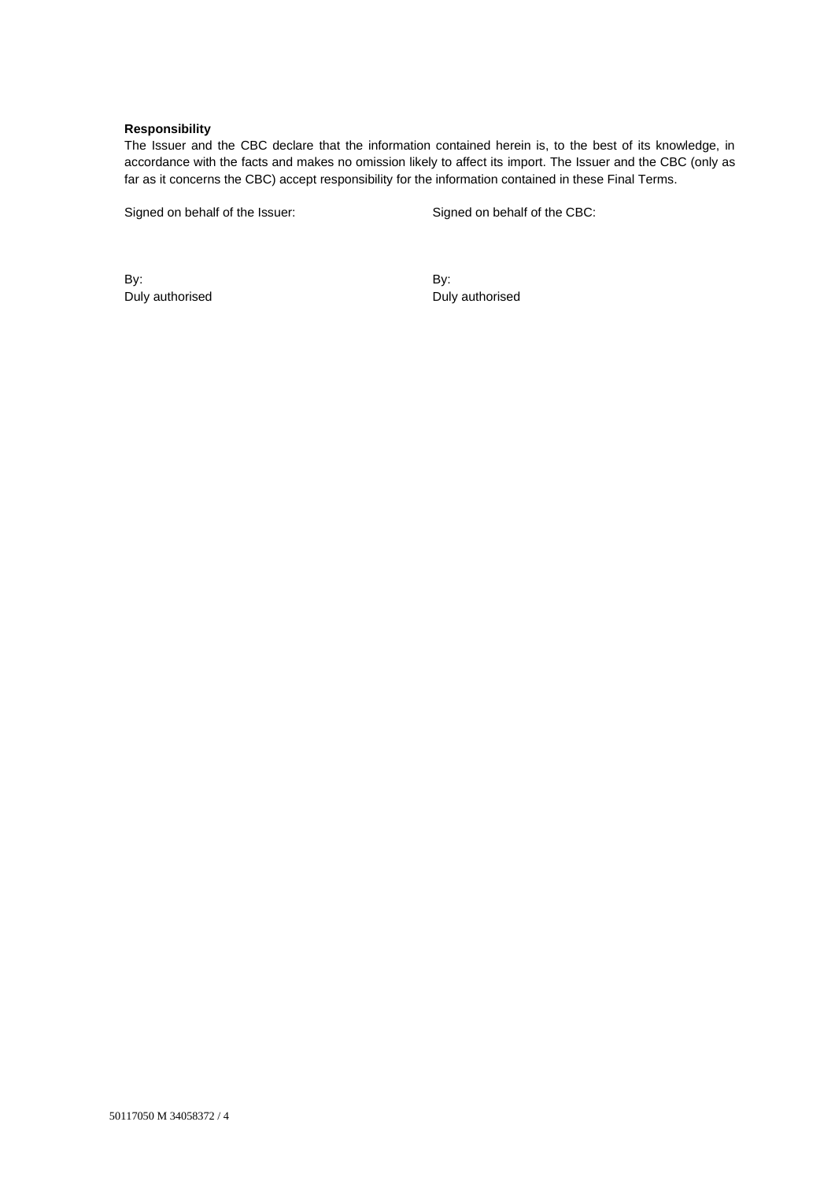**Responsibility**

The Issuer and the CBC declare that the information contained herein is, to the best of its knowledge, in accordance with the facts and makes no omission likely to affect its import. The Issuer and the CBC (only as far as it concerns the CBC) accept responsibility for the information contained in these Final Terms.

Signed on behalf of the Issuer:

By:
Duly authorised

Signed on behalf of the CBC:

By:
Duly authorised

50117050 M 34058372 / 4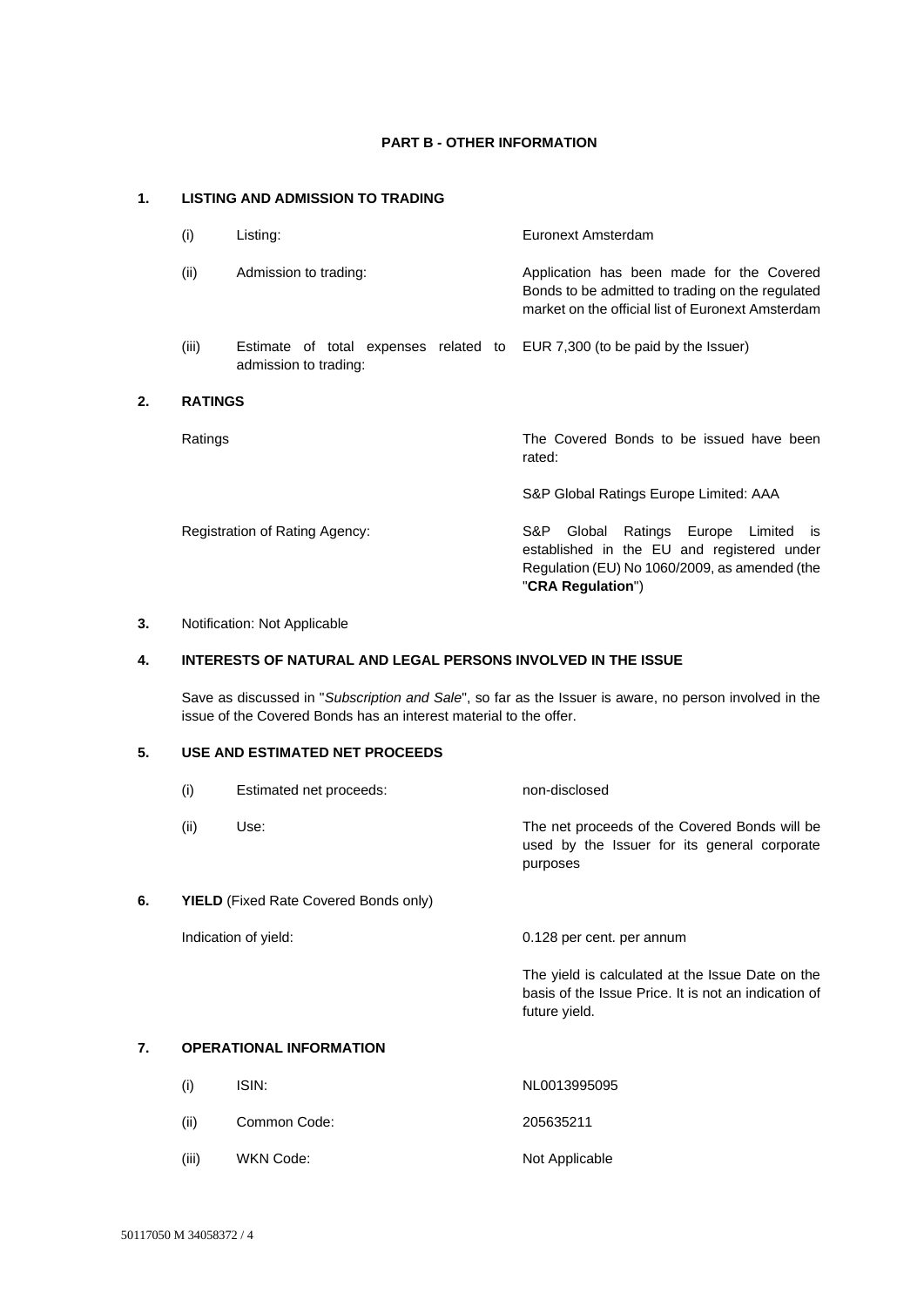## PART B - OTHER INFORMATION

### 1. LISTING AND ADMISSION TO TRADING

| | | |
|---|---|---|
| (i) | Listing: | Euronext Amsterdam |
| (ii) | Admission to trading: | Application has been made for the Covered Bonds to be admitted to trading on the regulated market on the official list of Euronext Amsterdam |
| (iii) | Estimate of total expenses related to admission to trading: | EUR 7,300 (to be paid by the Issuer) |

### 2. RATINGS

| | |
|---|---|
| Ratings | The Covered Bonds to be issued have been rated:<br><br>S&P Global Ratings Europe Limited: AAA |
| Registration of Rating Agency: | S&P Global Ratings Europe Limited is established in the EU and registered under Regulation (EU) No 1060/2009, as amended (the "**CRA Regulation**") |

### 3. Notification: Not Applicable

### 4. INTERESTS OF NATURAL AND LEGAL PERSONS INVOLVED IN THE ISSUE

Save as discussed in "*Subscription and Sale*", so far as the Issuer is aware, no person involved in the issue of the Covered Bonds has an interest material to the offer.

### 5. USE AND ESTIMATED NET PROCEEDS

| | | |
|---|---|---|
| (i) | Estimated net proceeds: | non-disclosed |
| (ii) | Use: | The net proceeds of the Covered Bonds will be used by the Issuer for its general corporate purposes |

### 6. YIELD (Fixed Rate Covered Bonds only)

| | |
|---|---|
| Indication of yield: | 0.128 per cent. per annum<br><br>The yield is calculated at the Issue Date on the basis of the Issue Price. It is not an indication of future yield. |

### 7. OPERATIONAL INFORMATION

| | | |
|---|---|---|
| (i) | ISIN: | NL0013995095 |
| (ii) | Common Code: | 205635211 |
| (iii) | WKN Code: | Not Applicable |

50117050 M 34058372 / 4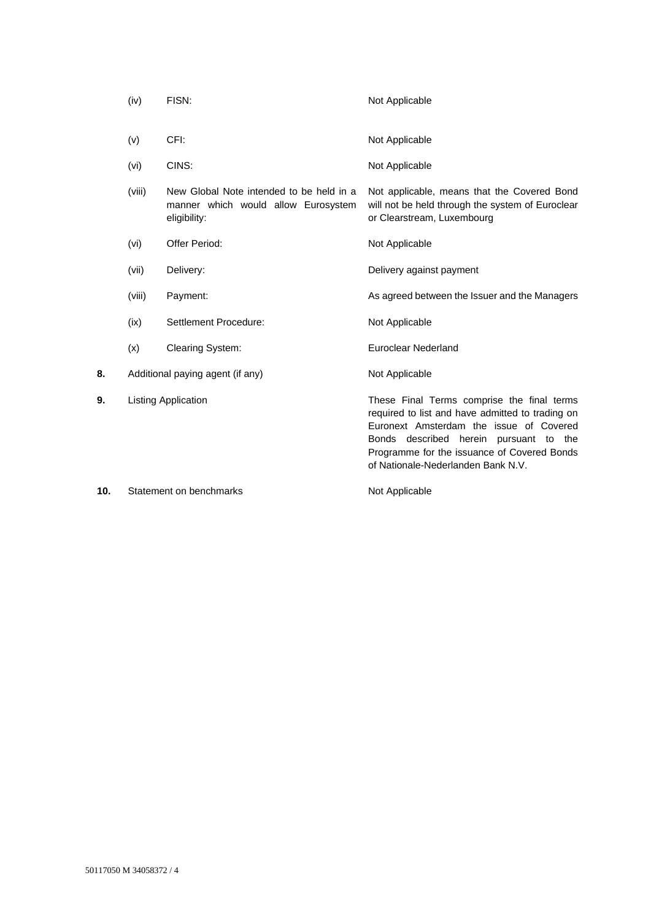| | | | |
|---|---|---|---|
| | (iv) | FISN: | Not Applicable |
| | (v) | CFI: | Not Applicable |
| | (vi) | CINS: | Not Applicable |
| | (viii) | New Global Note intended to be held in a manner which would allow Eurosystem eligibility: | Not applicable, means that the Covered Bond will not be held through the system of Euroclear or Clearstream, Luxembourg |
| | (vi) | Offer Period: | Not Applicable |
| | (vii) | Delivery: | Delivery against payment |
| | (viii) | Payment: | As agreed between the Issuer and the Managers |
| | (ix) | Settlement Procedure: | Not Applicable |
| | (x) | Clearing System: | Euroclear Nederland |
| **8.** | Additional paying agent (if any) | | Not Applicable |
| **9.** | Listing Application | | These Final Terms comprise the final terms required to list and have admitted to trading on Euronext Amsterdam the issue of Covered Bonds described herein pursuant to the Programme for the issuance of Covered Bonds of Nationale-Nederlanden Bank N.V. |
| **10.** | Statement on benchmarks | | Not Applicable |

50117050 M 34058372 / 4